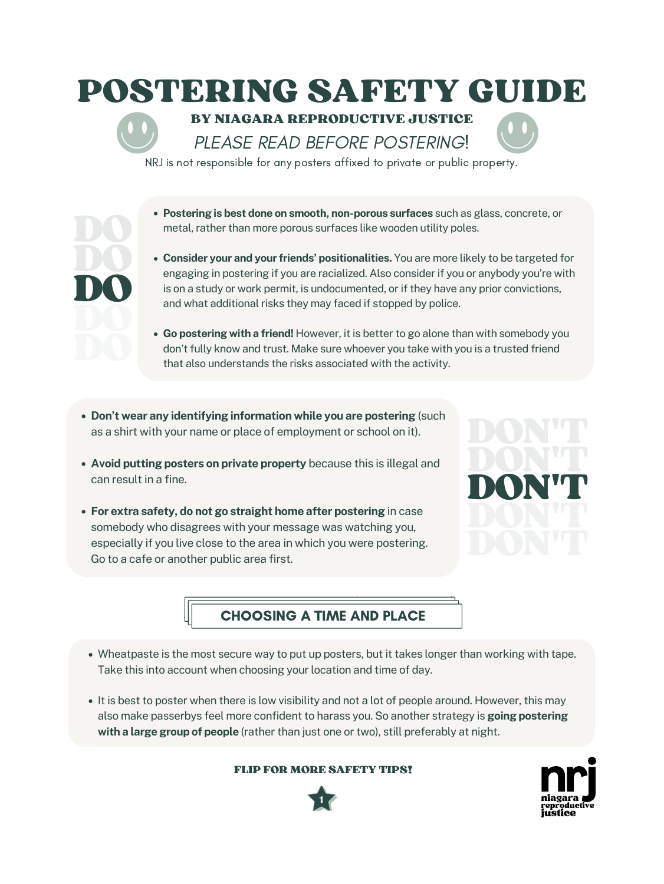# POSTERING SAFETY GUIDE

### BY NIAGARA REPRODUCTIVE JUSTICE

*PLEASE READ BEFORE POSTERING!*

NRJ is not responsible for any posters affixed to private or public property.

## DO

- **Postering is best done on smooth, non-porous surfaces** such as glass, concrete, or metal, rather than more porous surfaces like wooden utility poles.
- **Consider your and your friends' positionalities.** You are more likely to be targeted for engaging in postering if you are racialized. Also consider if you or anybody you're with is on a study or work permit, is undocumented, or if they have any prior convictions, and what additional risks they may faced if stopped by police.
- **Go postering with a friend!** However, it is better to go alone than with somebody you don't fully know and trust. Make sure whoever you take with you is a trusted friend that also understands the risks associated with the activity.

## DON'T

- **Don't wear any identifying information while you are postering** (such as a shirt with your name or place of employment or school on it).
- **Avoid putting posters on private property** because this is illegal and can result in a fine.
- **For extra safety, do not go straight home after postering** in case somebody who disagrees with your message was watching you, especially if you live close to the area in which you were postering. Go to a cafe or another public area first.

## CHOOSING A TIME AND PLACE

- Wheatpaste is the most secure way to put up posters, but it takes longer than working with tape. Take this into account when choosing your location and time of day.
- It is best to poster when there is low visibility and not a lot of people around. However, this may also make passerbys feel more confident to harass you. So another strategy is **going postering with a large group of people** (rather than just one or two), still preferably at night.

**FLIP FOR MORE SAFETY TIPS!**

nrj niagara reproductive justice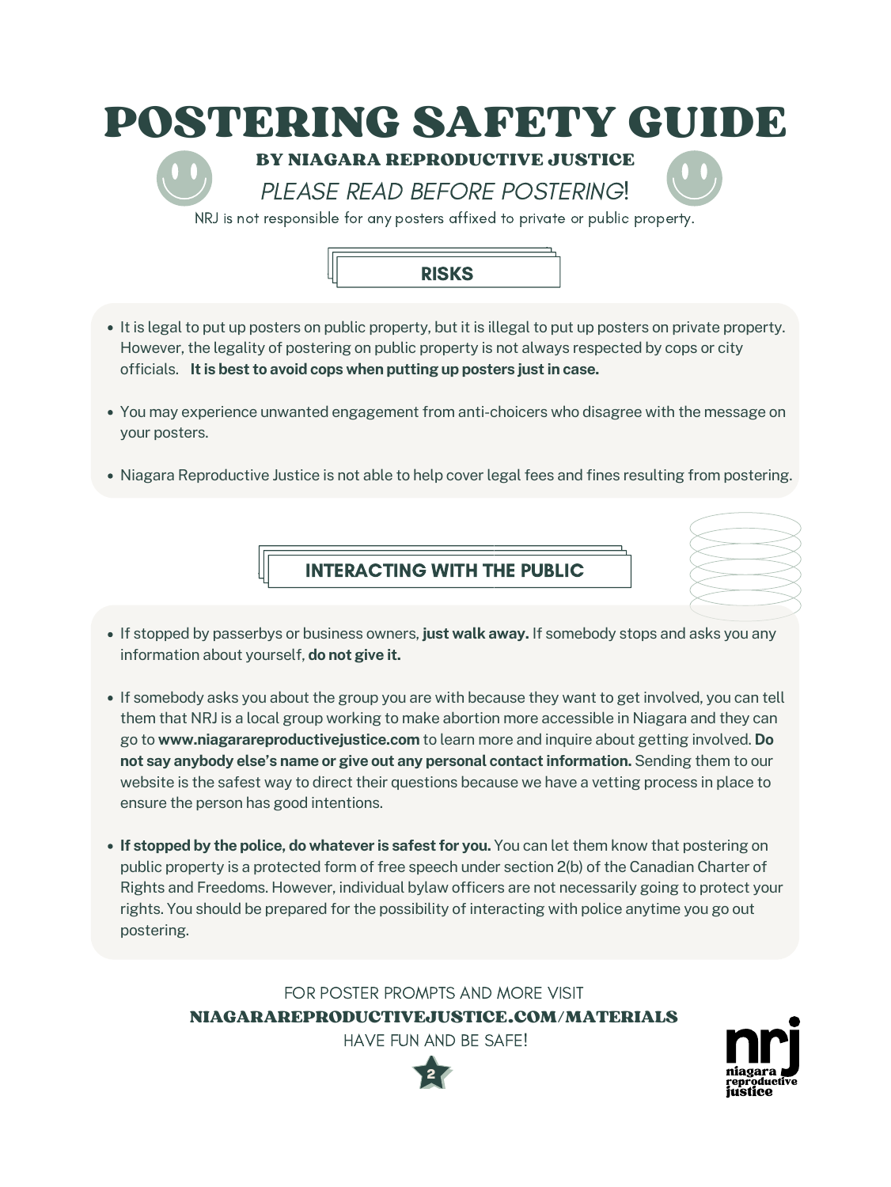# POSTERING SAFETY GUIDE

### BY NIAGARA REPRODUCTIVE JUSTICE

*PLEASE READ BEFORE POSTERING!*

NRJ is not responsible for any posters affixed to private or public property.

## RISKS

- It is legal to put up posters on public property, but it is illegal to put up posters on private property. However, the legality of postering on public property is not always respected by cops or city officials. **It is best to avoid cops when putting up posters just in case.**
- You may experience unwanted engagement from anti-choicers who disagree with the message on your posters.
- Niagara Reproductive Justice is not able to help cover legal fees and fines resulting from postering.

## INTERACTING WITH THE PUBLIC

- If stopped by passerbys or business owners, **just walk away.** If somebody stops and asks you any information about yourself, **do not give it.**
- If somebody asks you about the group you are with because they want to get involved, you can tell them that NRJ is a local group working to make abortion more accessible in Niagara and they can go to **www.niagarareproductivejustice.com** to learn more and inquire about getting involved. **Do not say anybody else's name or give out any personal contact information.** Sending them to our website is the safest way to direct their questions because we have a vetting process in place to ensure the person has good intentions.
- **If stopped by the police, do whatever is safest for you.** You can let them know that postering on public property is a protected form of free speech under section 2(b) of the Canadian Charter of Rights and Freedoms. However, individual bylaw officers are not necessarily going to protect your rights. You should be prepared for the possibility of interacting with police anytime you go out postering.

FOR POSTER PROMPTS AND MORE VISIT

**NIAGARAREPRODUCTIVEJUSTICE.COM/MATERIALS**

HAVE FUN AND BE SAFE!

nrj niagara reproductive justice